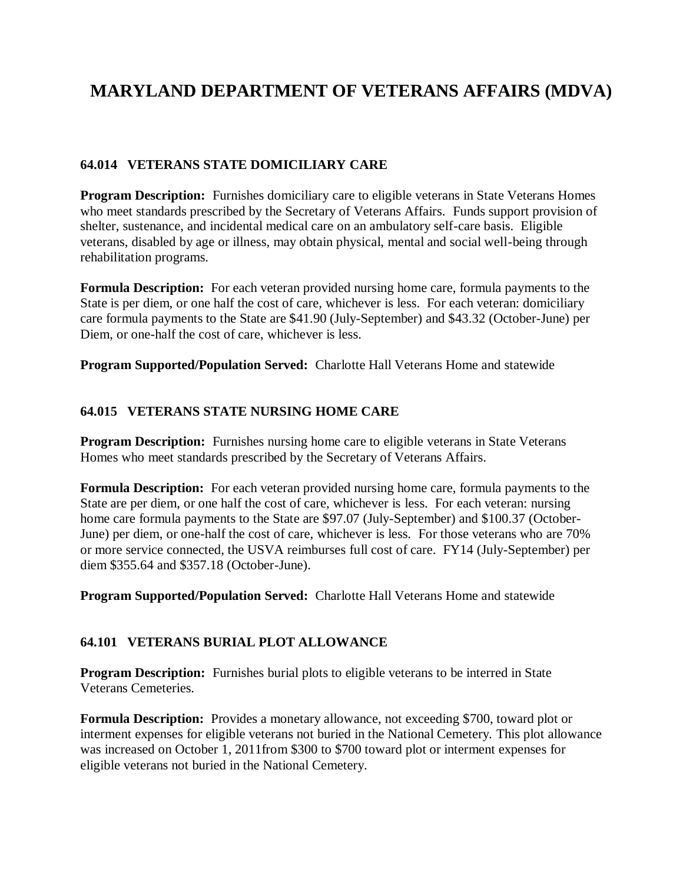# MARYLAND DEPARTMENT OF VETERANS AFFAIRS (MDVA)

### 64.014 VETERANS STATE DOMICILIARY CARE

**Program Description:** Furnishes domiciliary care to eligible veterans in State Veterans Homes who meet standards prescribed by the Secretary of Veterans Affairs. Funds support provision of shelter, sustenance, and incidental medical care on an ambulatory self-care basis. Eligible veterans, disabled by age or illness, may obtain physical, mental and social well-being through rehabilitation programs.

**Formula Description:** For each veteran provided nursing home care, formula payments to the State is per diem, or one half the cost of care, whichever is less. For each veteran: domiciliary care formula payments to the State are $41.90 (July-September) and $43.32 (October-June) per Diem, or one-half the cost of care, whichever is less.

**Program Supported/Population Served:** Charlotte Hall Veterans Home and statewide

### 64.015 VETERANS STATE NURSING HOME CARE

**Program Description:** Furnishes nursing home care to eligible veterans in State Veterans Homes who meet standards prescribed by the Secretary of Veterans Affairs.

**Formula Description:** For each veteran provided nursing home care, formula payments to the State are per diem, or one half the cost of care, whichever is less. For each veteran: nursing home care formula payments to the State are $97.07 (July-September) and $100.37 (October-June) per diem, or one-half the cost of care, whichever is less. For those veterans who are 70% or more service connected, the USVA reimburses full cost of care. FY14 (July-September) per diem $355.64 and $357.18 (October-June).

**Program Supported/Population Served:** Charlotte Hall Veterans Home and statewide

### 64.101 VETERANS BURIAL PLOT ALLOWANCE

**Program Description:** Furnishes burial plots to eligible veterans to be interred in State Veterans Cemeteries.

**Formula Description:** Provides a monetary allowance, not exceeding $700, toward plot or interment expenses for eligible veterans not buried in the National Cemetery. This plot allowance was increased on October 1, 2011from $300 to $700 toward plot or interment expenses for eligible veterans not buried in the National Cemetery.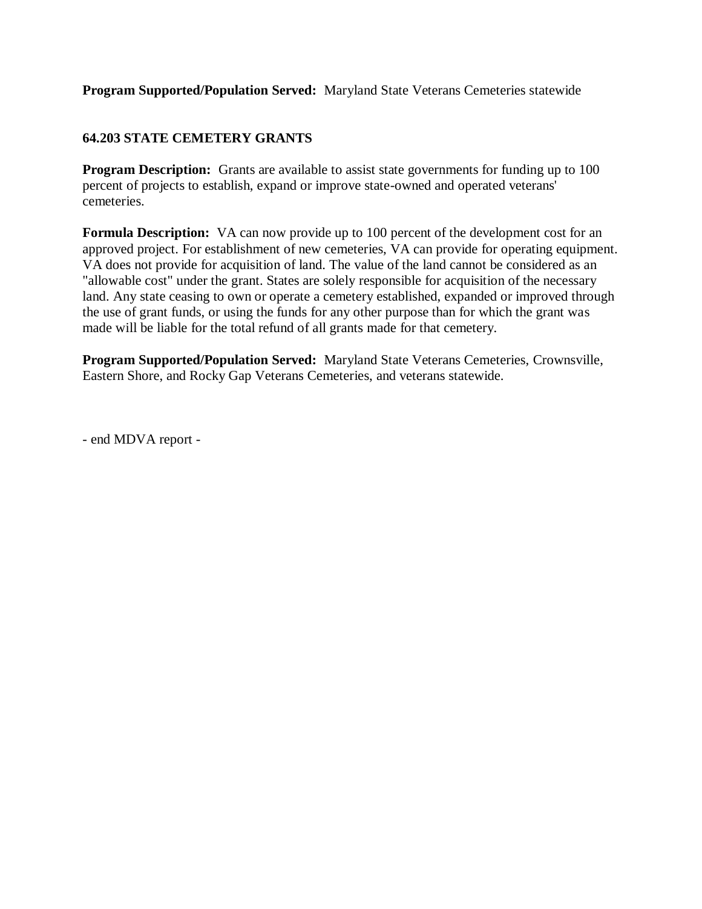**Program Supported/Population Served:** Maryland State Veterans Cemeteries statewide

**64.203 STATE CEMETERY GRANTS**

**Program Description:** Grants are available to assist state governments for funding up to 100 percent of projects to establish, expand or improve state-owned and operated veterans' cemeteries.

**Formula Description:** VA can now provide up to 100 percent of the development cost for an approved project. For establishment of new cemeteries, VA can provide for operating equipment. VA does not provide for acquisition of land. The value of the land cannot be considered as an "allowable cost" under the grant. States are solely responsible for acquisition of the necessary land. Any state ceasing to own or operate a cemetery established, expanded or improved through the use of grant funds, or using the funds for any other purpose than for which the grant was made will be liable for the total refund of all grants made for that cemetery.

**Program Supported/Population Served:** Maryland State Veterans Cemeteries, Crownsville, Eastern Shore, and Rocky Gap Veterans Cemeteries, and veterans statewide.

- end MDVA report -